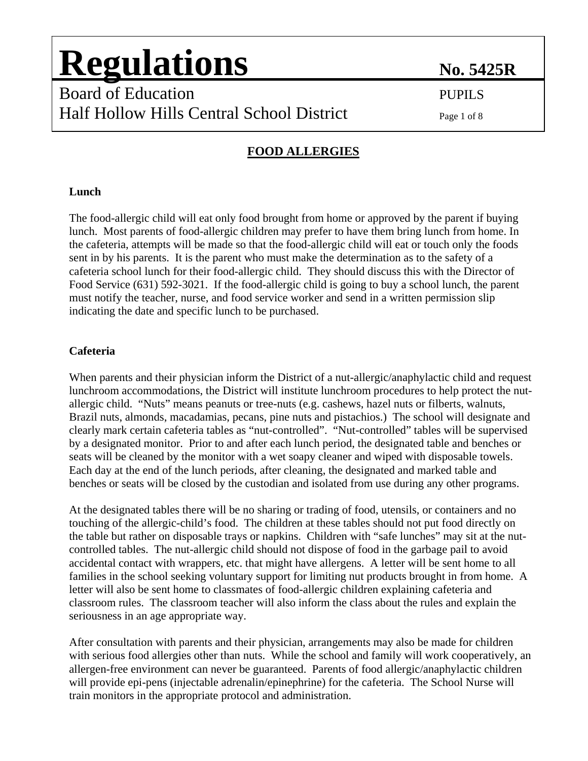# Regulations

**No. 5425R**

Board of Education
Half Hollow Hills Central School District

PUPILS

## FOOD ALLERGIES

### Lunch

The food-allergic child will eat only food brought from home or approved by the parent if buying lunch. Most parents of food-allergic children may prefer to have them bring lunch from home. In the cafeteria, attempts will be made so that the food-allergic child will eat or touch only the foods sent in by his parents. It is the parent who must make the determination as to the safety of a cafeteria school lunch for their food-allergic child. They should discuss this with the Director of Food Service (631) 592-3021. If the food-allergic child is going to buy a school lunch, the parent must notify the teacher, nurse, and food service worker and send in a written permission slip indicating the date and specific lunch to be purchased.

### Cafeteria

When parents and their physician inform the District of a nut-allergic/anaphylactic child and request lunchroom accommodations, the District will institute lunchroom procedures to help protect the nut-allergic child. "Nuts" means peanuts or tree-nuts (e.g. cashews, hazel nuts or filberts, walnuts, Brazil nuts, almonds, macadamias, pecans, pine nuts and pistachios.) The school will designate and clearly mark certain cafeteria tables as "nut-controlled". "Nut-controlled" tables will be supervised by a designated monitor. Prior to and after each lunch period, the designated table and benches or seats will be cleaned by the monitor with a wet soapy cleaner and wiped with disposable towels. Each day at the end of the lunch periods, after cleaning, the designated and marked table and benches or seats will be closed by the custodian and isolated from use during any other programs.

At the designated tables there will be no sharing or trading of food, utensils, or containers and no touching of the allergic-child's food. The children at these tables should not put food directly on the table but rather on disposable trays or napkins. Children with "safe lunches" may sit at the nut-controlled tables. The nut-allergic child should not dispose of food in the garbage pail to avoid accidental contact with wrappers, etc. that might have allergens. A letter will be sent home to all families in the school seeking voluntary support for limiting nut products brought in from home. A letter will also be sent home to classmates of food-allergic children explaining cafeteria and classroom rules. The classroom teacher will also inform the class about the rules and explain the seriousness in an age appropriate way.

After consultation with parents and their physician, arrangements may also be made for children with serious food allergies other than nuts. While the school and family will work cooperatively, an allergen-free environment can never be guaranteed. Parents of food allergic/anaphylactic children will provide epi-pens (injectable adrenalin/epinephrine) for the cafeteria. The School Nurse will train monitors in the appropriate protocol and administration.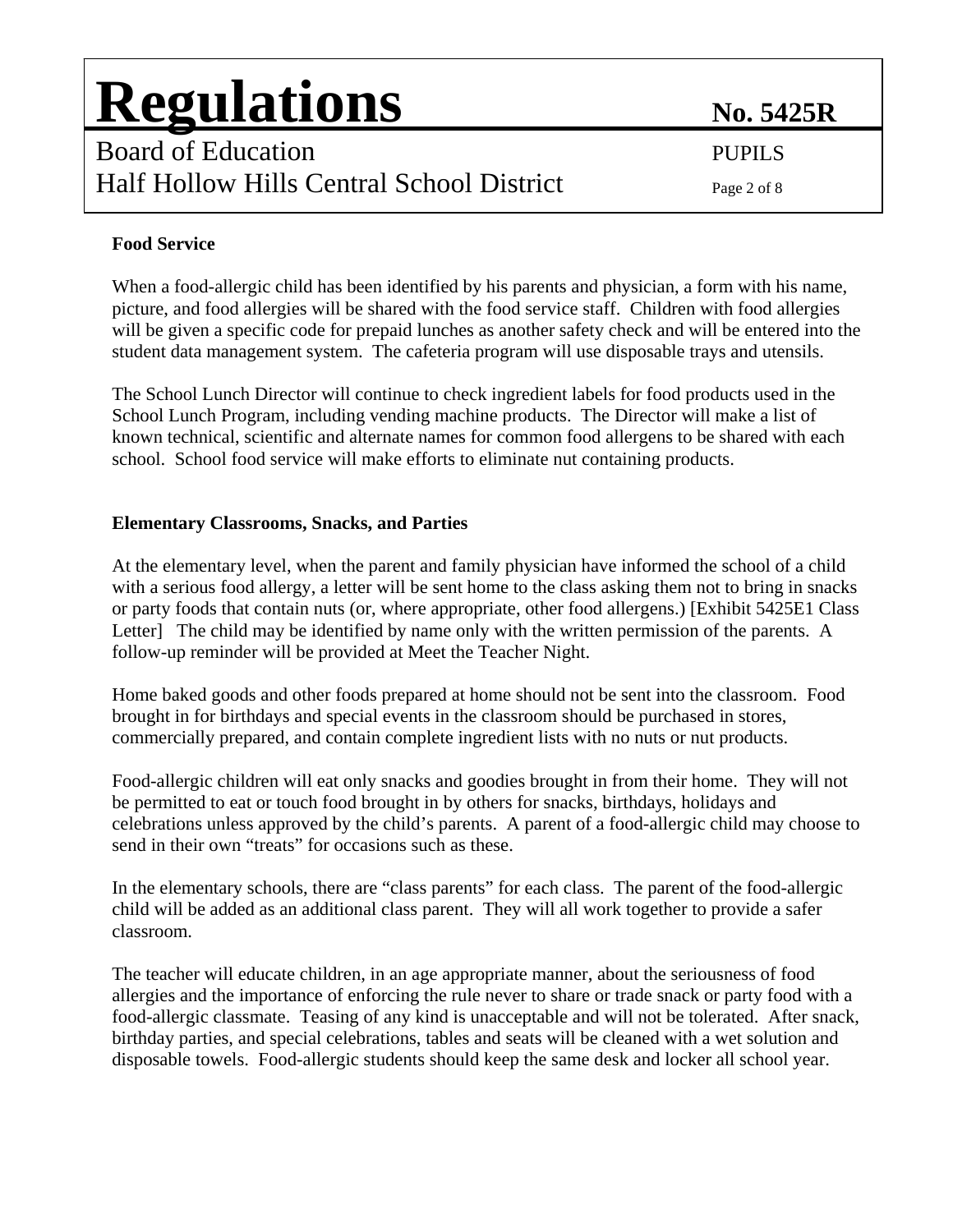### Food Service

When a food-allergic child has been identified by his parents and physician, a form with his name, picture, and food allergies will be shared with the food service staff. Children with food allergies will be given a specific code for prepaid lunches as another safety check and will be entered into the student data management system. The cafeteria program will use disposable trays and utensils.

The School Lunch Director will continue to check ingredient labels for food products used in the School Lunch Program, including vending machine products. The Director will make a list of known technical, scientific and alternate names for common food allergens to be shared with each school. School food service will make efforts to eliminate nut containing products.

### Elementary Classrooms, Snacks, and Parties

At the elementary level, when the parent and family physician have informed the school of a child with a serious food allergy, a letter will be sent home to the class asking them not to bring in snacks or party foods that contain nuts (or, where appropriate, other food allergens.) [Exhibit 5425E1 Class Letter] The child may be identified by name only with the written permission of the parents. A follow-up reminder will be provided at Meet the Teacher Night.

Home baked goods and other foods prepared at home should not be sent into the classroom. Food brought in for birthdays and special events in the classroom should be purchased in stores, commercially prepared, and contain complete ingredient lists with no nuts or nut products.

Food-allergic children will eat only snacks and goodies brought in from their home. They will not be permitted to eat or touch food brought in by others for snacks, birthdays, holidays and celebrations unless approved by the child's parents. A parent of a food-allergic child may choose to send in their own "treats" for occasions such as these.

In the elementary schools, there are "class parents" for each class. The parent of the food-allergic child will be added as an additional class parent. They will all work together to provide a safer classroom.

The teacher will educate children, in an age appropriate manner, about the seriousness of food allergies and the importance of enforcing the rule never to share or trade snack or party food with a food-allergic classmate. Teasing of any kind is unacceptable and will not be tolerated. After snack, birthday parties, and special celebrations, tables and seats will be cleaned with a wet solution and disposable towels. Food-allergic students should keep the same desk and locker all school year.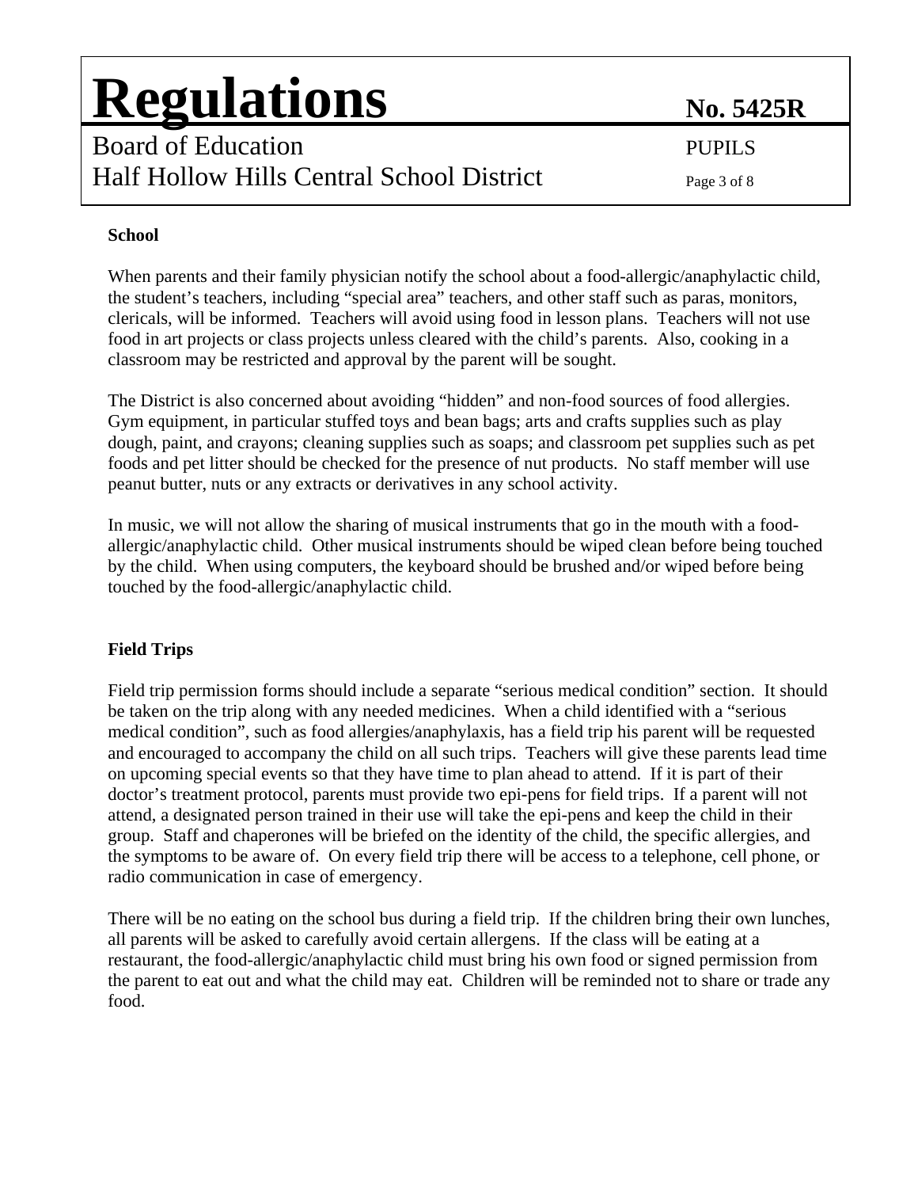**School**

When parents and their family physician notify the school about a food-allergic/anaphylactic child, the student's teachers, including "special area" teachers, and other staff such as paras, monitors, clericals, will be informed. Teachers will avoid using food in lesson plans. Teachers will not use food in art projects or class projects unless cleared with the child's parents. Also, cooking in a classroom may be restricted and approval by the parent will be sought.

The District is also concerned about avoiding "hidden" and non-food sources of food allergies. Gym equipment, in particular stuffed toys and bean bags; arts and crafts supplies such as play dough, paint, and crayons; cleaning supplies such as soaps; and classroom pet supplies such as pet foods and pet litter should be checked for the presence of nut products. No staff member will use peanut butter, nuts or any extracts or derivatives in any school activity.

In music, we will not allow the sharing of musical instruments that go in the mouth with a food-allergic/anaphylactic child. Other musical instruments should be wiped clean before being touched by the child. When using computers, the keyboard should be brushed and/or wiped before being touched by the food-allergic/anaphylactic child.

**Field Trips**

Field trip permission forms should include a separate "serious medical condition" section. It should be taken on the trip along with any needed medicines. When a child identified with a "serious medical condition", such as food allergies/anaphylaxis, has a field trip his parent will be requested and encouraged to accompany the child on all such trips. Teachers will give these parents lead time on upcoming special events so that they have time to plan ahead to attend. If it is part of their doctor's treatment protocol, parents must provide two epi-pens for field trips. If a parent will not attend, a designated person trained in their use will take the epi-pens and keep the child in their group. Staff and chaperones will be briefed on the identity of the child, the specific allergies, and the symptoms to be aware of. On every field trip there will be access to a telephone, cell phone, or radio communication in case of emergency.

There will be no eating on the school bus during a field trip. If the children bring their own lunches, all parents will be asked to carefully avoid certain allergens. If the class will be eating at a restaurant, the food-allergic/anaphylactic child must bring his own food or signed permission from the parent to eat out and what the child may eat. Children will be reminded not to share or trade any food.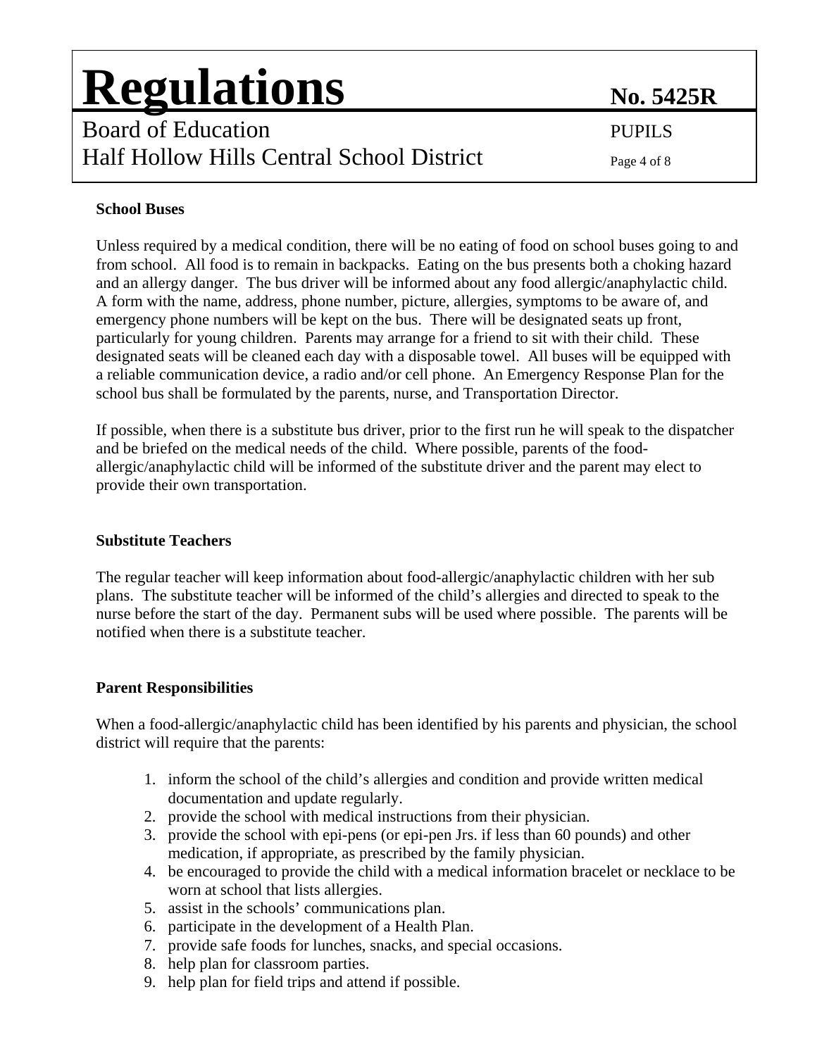**School Buses**

Unless required by a medical condition, there will be no eating of food on school buses going to and from school. All food is to remain in backpacks. Eating on the bus presents both a choking hazard and an allergy danger. The bus driver will be informed about any food allergic/anaphylactic child. A form with the name, address, phone number, picture, allergies, symptoms to be aware of, and emergency phone numbers will be kept on the bus. There will be designated seats up front, particularly for young children. Parents may arrange for a friend to sit with their child. These designated seats will be cleaned each day with a disposable towel. All buses will be equipped with a reliable communication device, a radio and/or cell phone. An Emergency Response Plan for the school bus shall be formulated by the parents, nurse, and Transportation Director.

If possible, when there is a substitute bus driver, prior to the first run he will speak to the dispatcher and be briefed on the medical needs of the child. Where possible, parents of the food-allergic/anaphylactic child will be informed of the substitute driver and the parent may elect to provide their own transportation.

**Substitute Teachers**

The regular teacher will keep information about food-allergic/anaphylactic children with her sub plans. The substitute teacher will be informed of the child's allergies and directed to speak to the nurse before the start of the day. Permanent subs will be used where possible. The parents will be notified when there is a substitute teacher.

**Parent Responsibilities**

When a food-allergic/anaphylactic child has been identified by his parents and physician, the school district will require that the parents:

1. inform the school of the child's allergies and condition and provide written medical documentation and update regularly.
2. provide the school with medical instructions from their physician.
3. provide the school with epi-pens (or epi-pen Jrs. if less than 60 pounds) and other medication, if appropriate, as prescribed by the family physician.
4. be encouraged to provide the child with a medical information bracelet or necklace to be worn at school that lists allergies.
5. assist in the schools' communications plan.
6. participate in the development of a Health Plan.
7. provide safe foods for lunches, snacks, and special occasions.
8. help plan for classroom parties.
9. help plan for field trips and attend if possible.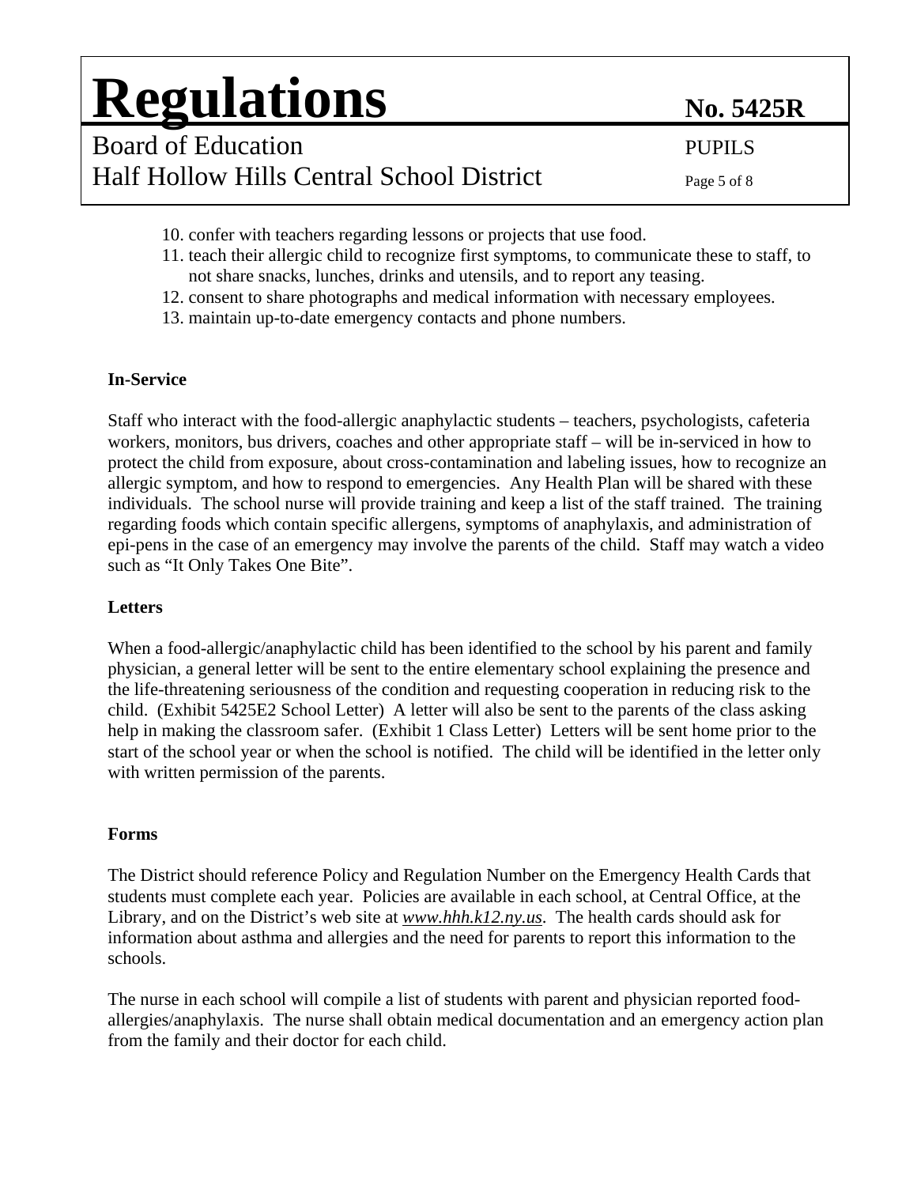10. confer with teachers regarding lessons or projects that use food.
11. teach their allergic child to recognize first symptoms, to communicate these to staff, to not share snacks, lunches, drinks and utensils, and to report any teasing.
12. consent to share photographs and medical information with necessary employees.
13. maintain up-to-date emergency contacts and phone numbers.

**In-Service**

Staff who interact with the food-allergic anaphylactic students – teachers, psychologists, cafeteria workers, monitors, bus drivers, coaches and other appropriate staff – will be in-serviced in how to protect the child from exposure, about cross-contamination and labeling issues, how to recognize an allergic symptom, and how to respond to emergencies. Any Health Plan will be shared with these individuals. The school nurse will provide training and keep a list of the staff trained. The training regarding foods which contain specific allergens, symptoms of anaphylaxis, and administration of epi-pens in the case of an emergency may involve the parents of the child. Staff may watch a video such as "It Only Takes One Bite".

**Letters**

When a food-allergic/anaphylactic child has been identified to the school by his parent and family physician, a general letter will be sent to the entire elementary school explaining the presence and the life-threatening seriousness of the condition and requesting cooperation in reducing risk to the child. (Exhibit 5425E2 School Letter) A letter will also be sent to the parents of the class asking help in making the classroom safer. (Exhibit 1 Class Letter) Letters will be sent home prior to the start of the school year or when the school is notified. The child will be identified in the letter only with written permission of the parents.

**Forms**

The District should reference Policy and Regulation Number on the Emergency Health Cards that students must complete each year. Policies are available in each school, at Central Office, at the Library, and on the District's web site at *www.hhh.k12.ny.us*. The health cards should ask for information about asthma and allergies and the need for parents to report this information to the schools.

The nurse in each school will compile a list of students with parent and physician reported food-allergies/anaphylaxis. The nurse shall obtain medical documentation and an emergency action plan from the family and their doctor for each child.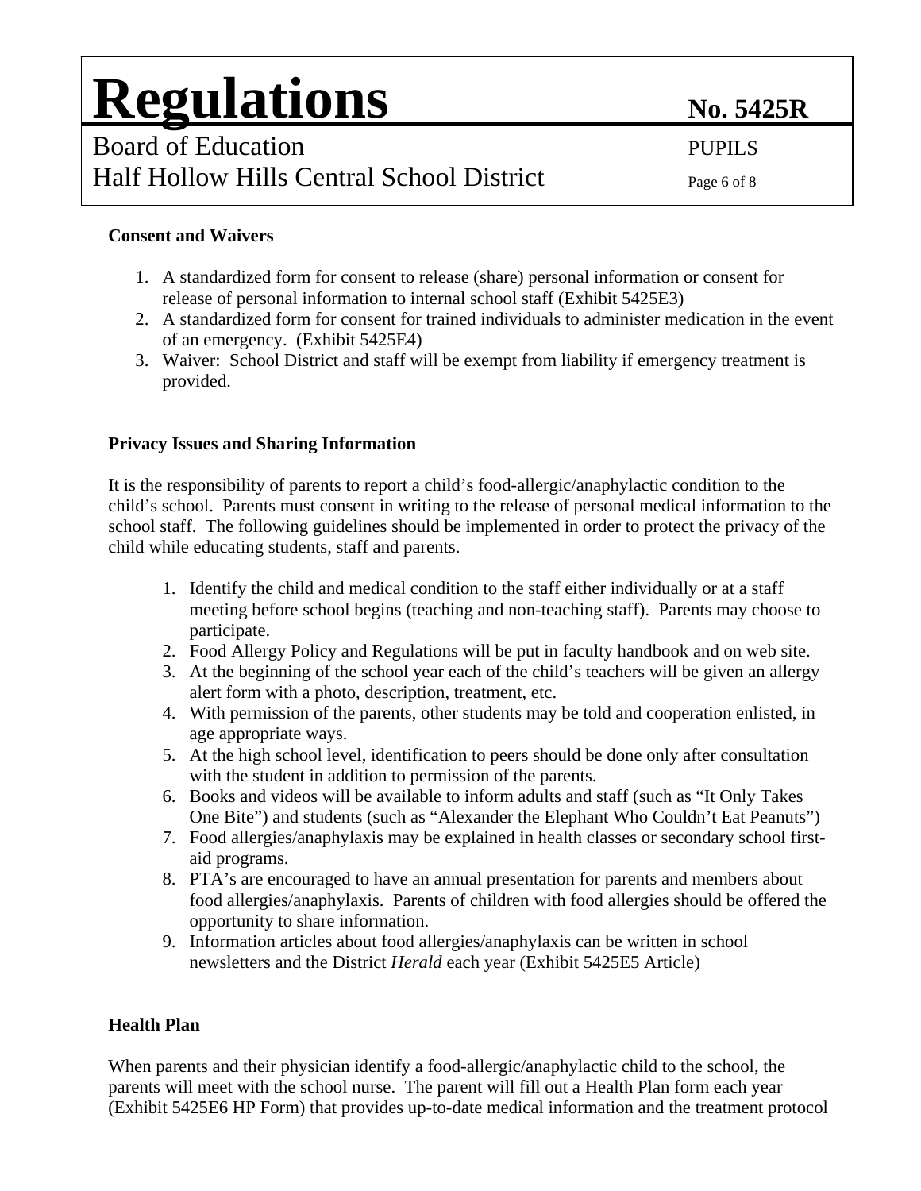### Consent and Waivers

1. A standardized form for consent to release (share) personal information or consent for release of personal information to internal school staff (Exhibit 5425E3)
2. A standardized form for consent for trained individuals to administer medication in the event of an emergency. (Exhibit 5425E4)
3. Waiver: School District and staff will be exempt from liability if emergency treatment is provided.

### Privacy Issues and Sharing Information

It is the responsibility of parents to report a child's food-allergic/anaphylactic condition to the child's school. Parents must consent in writing to the release of personal medical information to the school staff. The following guidelines should be implemented in order to protect the privacy of the child while educating students, staff and parents.

1. Identify the child and medical condition to the staff either individually or at a staff meeting before school begins (teaching and non-teaching staff). Parents may choose to participate.
2. Food Allergy Policy and Regulations will be put in faculty handbook and on web site.
3. At the beginning of the school year each of the child's teachers will be given an allergy alert form with a photo, description, treatment, etc.
4. With permission of the parents, other students may be told and cooperation enlisted, in age appropriate ways.
5. At the high school level, identification to peers should be done only after consultation with the student in addition to permission of the parents.
6. Books and videos will be available to inform adults and staff (such as "It Only Takes One Bite") and students (such as "Alexander the Elephant Who Couldn't Eat Peanuts")
7. Food allergies/anaphylaxis may be explained in health classes or secondary school first-aid programs.
8. PTA's are encouraged to have an annual presentation for parents and members about food allergies/anaphylaxis. Parents of children with food allergies should be offered the opportunity to share information.
9. Information articles about food allergies/anaphylaxis can be written in school newsletters and the District *Herald* each year (Exhibit 5425E5 Article)

### Health Plan

When parents and their physician identify a food-allergic/anaphylactic child to the school, the parents will meet with the school nurse. The parent will fill out a Health Plan form each year (Exhibit 5425E6 HP Form) that provides up-to-date medical information and the treatment protocol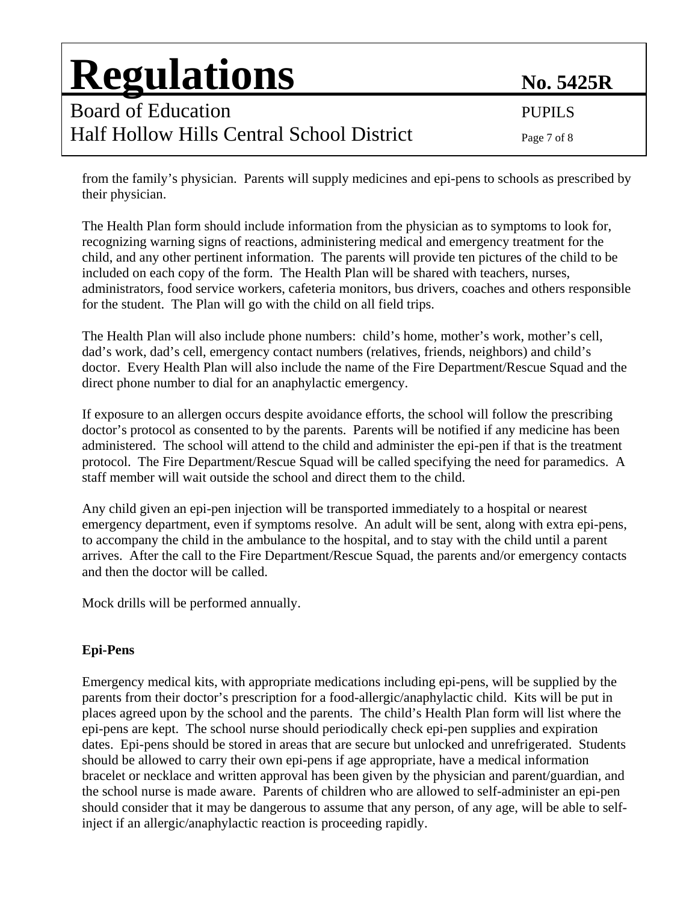from the family's physician. Parents will supply medicines and epi-pens to schools as prescribed by their physician.

The Health Plan form should include information from the physician as to symptoms to look for, recognizing warning signs of reactions, administering medical and emergency treatment for the child, and any other pertinent information. The parents will provide ten pictures of the child to be included on each copy of the form. The Health Plan will be shared with teachers, nurses, administrators, food service workers, cafeteria monitors, bus drivers, coaches and others responsible for the student. The Plan will go with the child on all field trips.

The Health Plan will also include phone numbers: child's home, mother's work, mother's cell, dad's work, dad's cell, emergency contact numbers (relatives, friends, neighbors) and child's doctor. Every Health Plan will also include the name of the Fire Department/Rescue Squad and the direct phone number to dial for an anaphylactic emergency.

If exposure to an allergen occurs despite avoidance efforts, the school will follow the prescribing doctor's protocol as consented to by the parents. Parents will be notified if any medicine has been administered. The school will attend to the child and administer the epi-pen if that is the treatment protocol. The Fire Department/Rescue Squad will be called specifying the need for paramedics. A staff member will wait outside the school and direct them to the child.

Any child given an epi-pen injection will be transported immediately to a hospital or nearest emergency department, even if symptoms resolve. An adult will be sent, along with extra epi-pens, to accompany the child in the ambulance to the hospital, and to stay with the child until a parent arrives. After the call to the Fire Department/Rescue Squad, the parents and/or emergency contacts and then the doctor will be called.

Mock drills will be performed annually.

**Epi-Pens**

Emergency medical kits, with appropriate medications including epi-pens, will be supplied by the parents from their doctor's prescription for a food-allergic/anaphylactic child. Kits will be put in places agreed upon by the school and the parents. The child's Health Plan form will list where the epi-pens are kept. The school nurse should periodically check epi-pen supplies and expiration dates. Epi-pens should be stored in areas that are secure but unlocked and unrefrigerated. Students should be allowed to carry their own epi-pens if age appropriate, have a medical information bracelet or necklace and written approval has been given by the physician and parent/guardian, and the school nurse is made aware. Parents of children who are allowed to self-administer an epi-pen should consider that it may be dangerous to assume that any person, of any age, will be able to self-inject if an allergic/anaphylactic reaction is proceeding rapidly.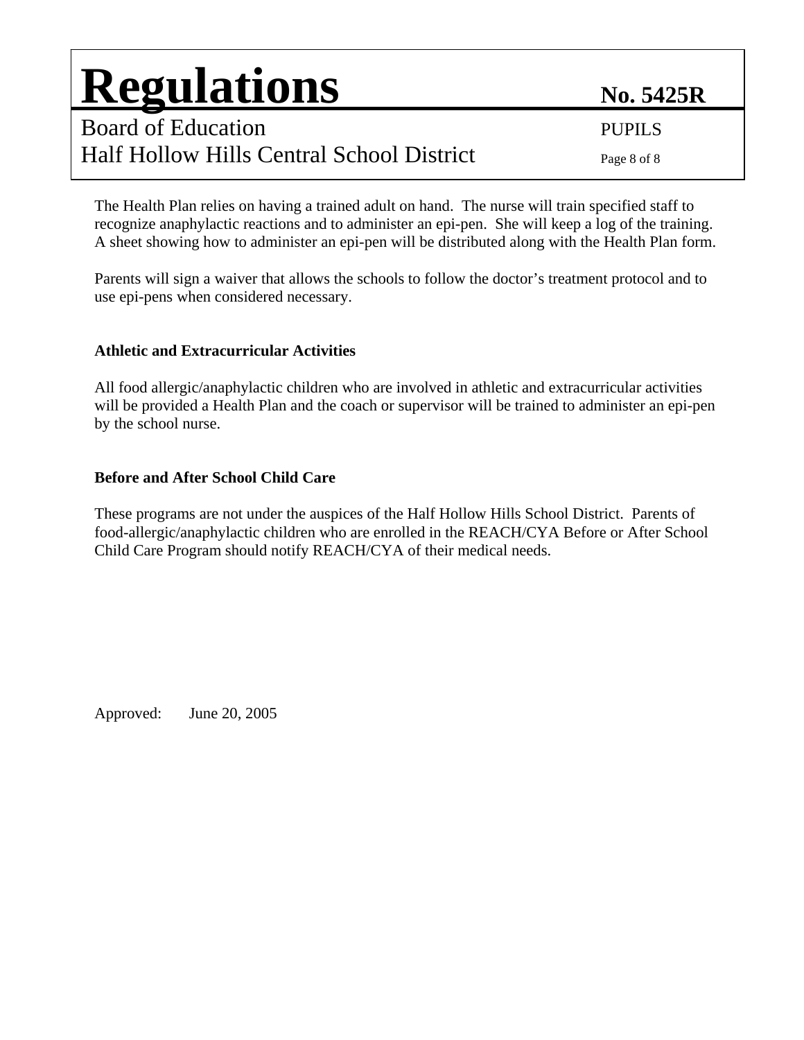The Health Plan relies on having a trained adult on hand. The nurse will train specified staff to recognize anaphylactic reactions and to administer an epi-pen. She will keep a log of the training. A sheet showing how to administer an epi-pen will be distributed along with the Health Plan form.

Parents will sign a waiver that allows the schools to follow the doctor's treatment protocol and to use epi-pens when considered necessary.

**Athletic and Extracurricular Activities**

All food allergic/anaphylactic children who are involved in athletic and extracurricular activities will be provided a Health Plan and the coach or supervisor will be trained to administer an epi-pen by the school nurse.

**Before and After School Child Care**

These programs are not under the auspices of the Half Hollow Hills School District. Parents of food-allergic/anaphylactic children who are enrolled in the REACH/CYA Before or After School Child Care Program should notify REACH/CYA of their medical needs.

Approved: June 20, 2005